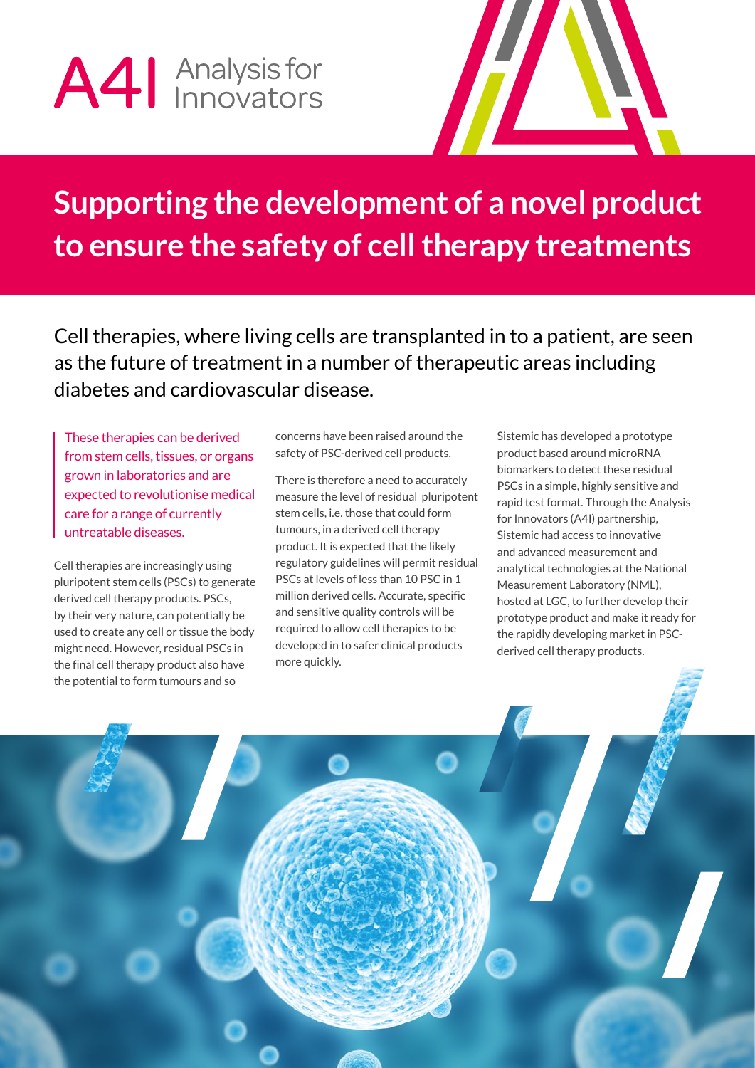A4I Analysis for Innovators

# Supporting the development of a novel product to ensure the safety of cell therapy treatments

Cell therapies, where living cells are transplanted in to a patient, are seen as the future of treatment in a number of therapeutic areas including diabetes and cardiovascular disease.

These therapies can be derived from stem cells, tissues, or organs grown in laboratories and are expected to revolutionise medical care for a range of currently untreatable diseases.

Cell therapies are increasingly using pluripotent stem cells (PSCs) to generate derived cell therapy products. PSCs, by their very nature, can potentially be used to create any cell or tissue the body might need. However, residual PSCs in the final cell therapy product also have the potential to form tumours and so concerns have been raised around the safety of PSC-derived cell products.

There is therefore a need to accurately measure the level of residual pluripotent stem cells, i.e. those that could form tumours, in a derived cell therapy product. It is expected that the likely regulatory guidelines will permit residual PSCs at levels of less than 10 PSC in 1 million derived cells. Accurate, specific and sensitive quality controls will be required to allow cell therapies to be developed in to safer clinical products more quickly.

Sistemic has developed a prototype product based around microRNA biomarkers to detect these residual PSCs in a simple, highly sensitive and rapid test format. Through the Analysis for Innovators (A4I) partnership, Sistemic had access to innovative and advanced measurement and analytical technologies at the National Measurement Laboratory (NML), hosted at LGC, to further develop their prototype product and make it ready for the rapidly developing market in PSC-derived cell therapy products.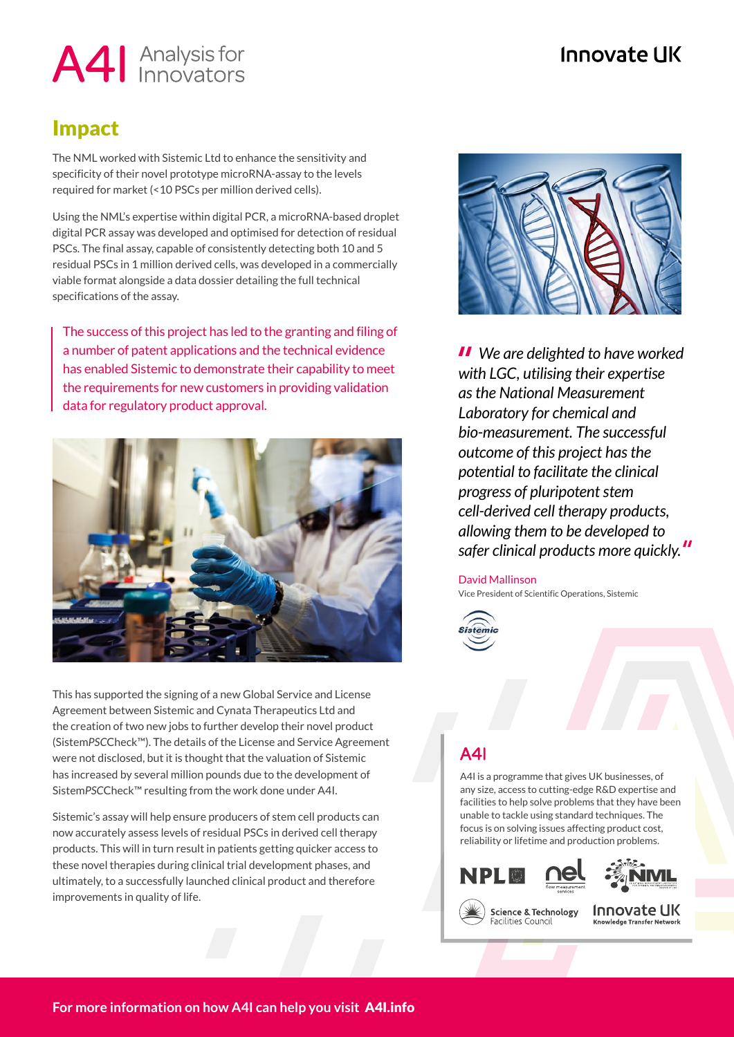## Impact

The NML worked with Sistemic Ltd to enhance the sensitivity and specificity of their novel prototype microRNA-assay to the levels required for market (<10 PSCs per million derived cells).

Using the NML's expertise within digital PCR, a microRNA-based droplet digital PCR assay was developed and optimised for detection of residual PSCs. The final assay, capable of consistently detecting both 10 and 5 residual PSCs in 1 million derived cells, was developed in a commercially viable format alongside a data dossier detailing the full technical specifications of the assay.

> The success of this project has led to the granting and filing of a number of patent applications and the technical evidence has enabled Sistemic to demonstrate their capability to meet the requirements for new customers in providing validation data for regulatory product approval.

This has supported the signing of a new Global Service and License Agreement between Sistemic and Cynata Therapeutics Ltd and the creation of two new jobs to further develop their novel product (Sistem*PSC*Check™). The details of the License and Service Agreement were not disclosed, but it is thought that the valuation of Sistemic has increased by several million pounds due to the development of Sistem*PSC*Check™ resulting from the work done under A4I.

Sistemic's assay will help ensure producers of stem cell products can now accurately assess levels of residual PSCs in derived cell therapy products. This will in turn result in patients getting quicker access to these novel therapies during clinical trial development phases, and ultimately, to a successfully launched clinical product and therefore improvements in quality of life.

> *"We are delighted to have worked with LGC, utilising their expertise as the National Measurement Laboratory for chemical and bio-measurement. The successful outcome of this project has the potential to facilitate the clinical progress of pluripotent stem cell-derived cell therapy products, allowing them to be developed to safer clinical products more quickly."*

David Mallinson
Vice President of Scientific Operations, Sistemic

### A4I

A4I is a programme that gives UK businesses, of any size, access to cutting-edge R&D expertise and facilities to help solve problems that they have been unable to tackle using standard techniques. The focus is on solving issues affecting product cost, reliability or lifetime and production problems.

**For more information on how A4I can help you visit A4I.info**